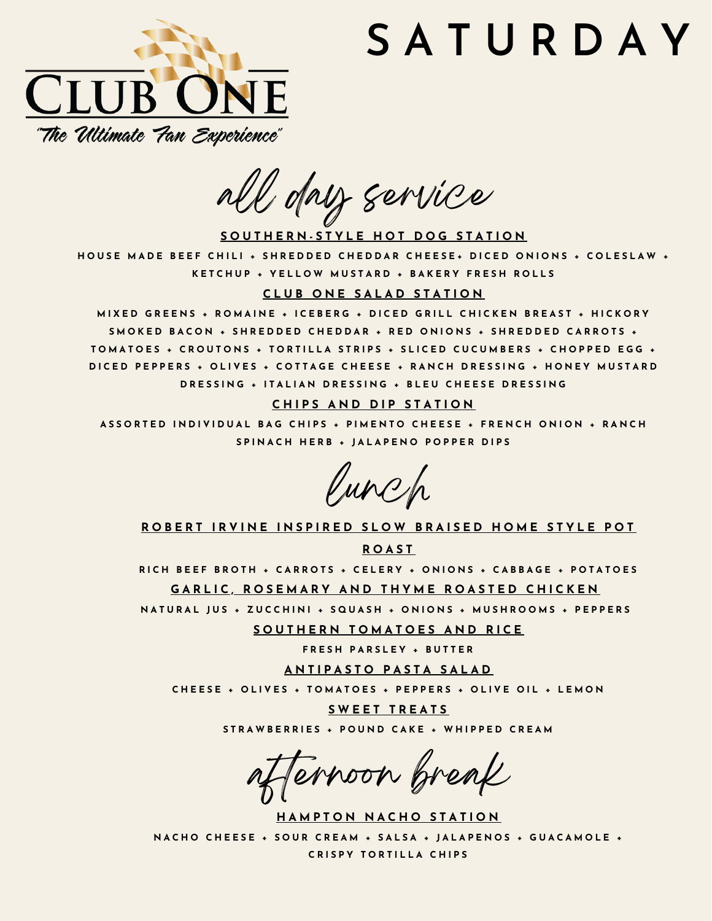# SATURDAY

CLUB ONE

"The Ultimate Fan Experience"

## all day service

### SOUTHERN-STYLE HOT DOG STATION

HOUSE MADE BEEF CHILI + SHREDDED CHEDDAR CHEESE+ DICED ONIONS + COLESLAW + KETCHUP + YELLOW MUSTARD + BAKERY FRESH ROLLS

### CLUB ONE SALAD STATION

MIXED GREENS + ROMAINE + ICEBERG + DICED GRILL CHICKEN BREAST + HICKORY SMOKED BACON + SHREDDED CHEDDAR + RED ONIONS + SHREDDED CARROTS + TOMATOES + CROUTONS + TORTILLA STRIPS + SLICED CUCUMBERS + CHOPPED EGG + DICED PEPPERS + OLIVES + COTTAGE CHEESE + RANCH DRESSING + HONEY MUSTARD DRESSING + ITALIAN DRESSING + BLEU CHEESE DRESSING

### CHIPS AND DIP STATION

ASSORTED INDIVIDUAL BAG CHIPS + PIMENTO CHEESE + FRENCH ONION + RANCH SPINACH HERB + JALAPENO POPPER DIPS

## lunch

### ROBERT IRVINE INSPIRED SLOW BRAISED HOME STYLE POT ROAST

RICH BEEF BROTH + CARROTS + CELERY + ONIONS + CABBAGE + POTATOES

### GARLIC, ROSEMARY AND THYME ROASTED CHICKEN

NATURAL JUS + ZUCCHINI + SQUASH + ONIONS + MUSHROOMS + PEPPERS

### SOUTHERN TOMATOES AND RICE

FRESH PARSLEY + BUTTER

### ANTIPASTO PASTA SALAD

CHEESE + OLIVES + TOMATOES + PEPPERS + OLIVE OIL + LEMON

### SWEET TREATS

STRAWBERRIES + POUND CAKE + WHIPPED CREAM

## afternoon break

### HAMPTON NACHO STATION

NACHO CHEESE + SOUR CREAM + SALSA + JALAPENOS + GUACAMOLE + CRISPY TORTILLA CHIPS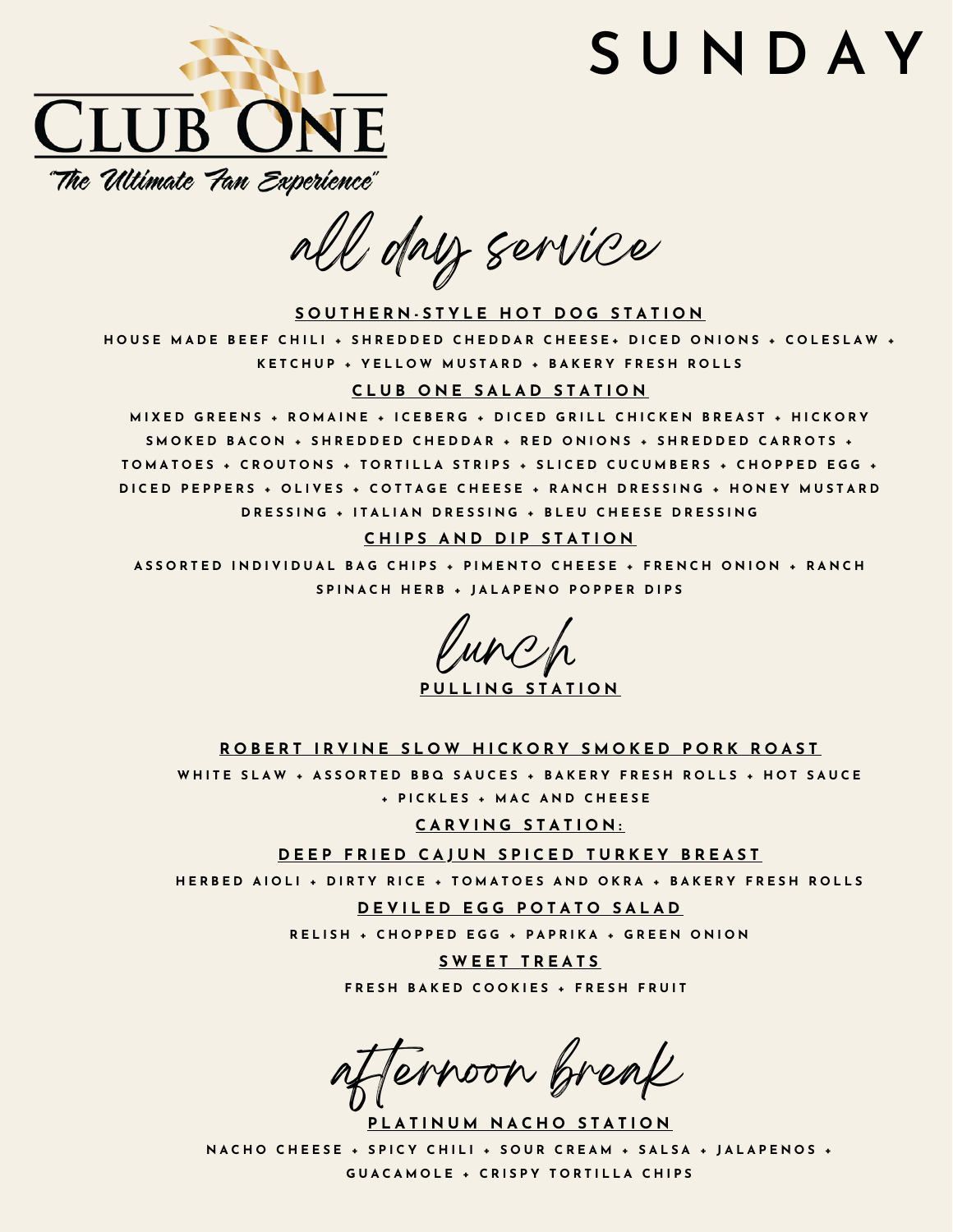CLUB ONE

"The Ultimate Fan Experience"

# SUNDAY

## all day service

### SOUTHERN-STYLE HOT DOG STATION

HOUSE MADE BEEF CHILI + SHREDDED CHEDDAR CHEESE+ DICED ONIONS + COLESLAW + KETCHUP + YELLOW MUSTARD + BAKERY FRESH ROLLS

### CLUB ONE SALAD STATION

MIXED GREENS + ROMAINE + ICEBERG + DICED GRILL CHICKEN BREAST + HICKORY SMOKED BACON + SHREDDED CHEDDAR + RED ONIONS + SHREDDED CARROTS + TOMATOES + CROUTONS + TORTILLA STRIPS + SLICED CUCUMBERS + CHOPPED EGG + DICED PEPPERS + OLIVES + COTTAGE CHEESE + RANCH DRESSING + HONEY MUSTARD DRESSING + ITALIAN DRESSING + BLEU CHEESE DRESSING

### CHIPS AND DIP STATION

ASSORTED INDIVIDUAL BAG CHIPS + PIMENTO CHEESE + FRENCH ONION + RANCH SPINACH HERB + JALAPENO POPPER DIPS

## lunch

### PULLING STATION

### ROBERT IRVINE SLOW HICKORY SMOKED PORK ROAST

WHITE SLAW + ASSORTED BBQ SAUCES + BAKERY FRESH ROLLS + HOT SAUCE + PICKLES + MAC AND CHEESE

### CARVING STATION:

### DEEP FRIED CAJUN SPICED TURKEY BREAST

HERBED AIOLI + DIRTY RICE + TOMATOES AND OKRA + BAKERY FRESH ROLLS

### DEVILED EGG POTATO SALAD

RELISH + CHOPPED EGG + PAPRIKA + GREEN ONION

### SWEET TREATS

FRESH BAKED COOKIES + FRESH FRUIT

## afternoon break

### PLATINUM NACHO STATION

NACHO CHEESE + SPICY CHILI + SOUR CREAM + SALSA + JALAPENOS + GUACAMOLE + CRISPY TORTILLA CHIPS